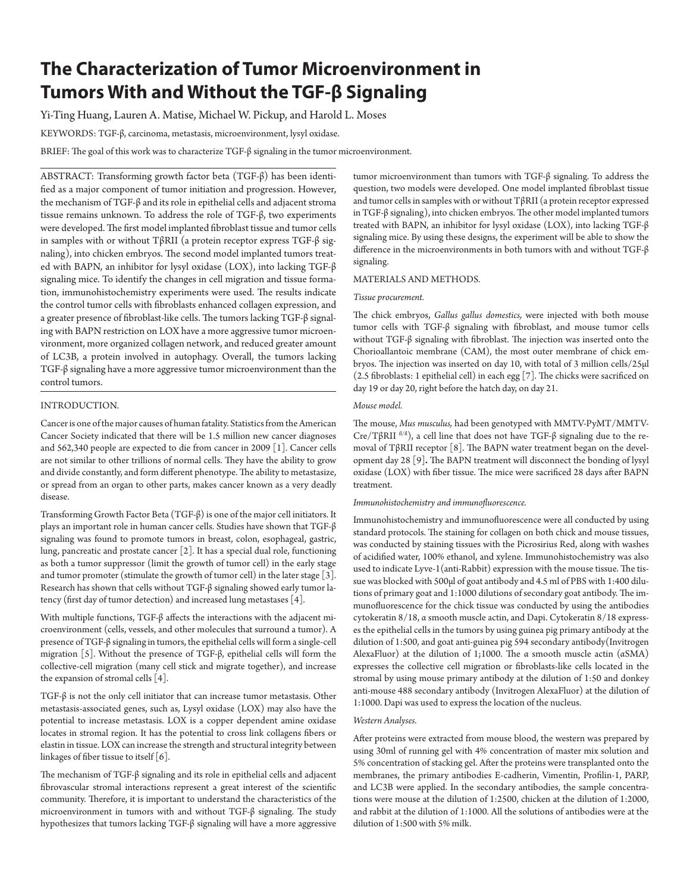# The Characterization of Tumor Microenvironment in Tumors With and Without the TGF-β Signaling

Yi-Ting Huang, Lauren A. Matise, Michael W. Pickup, and Harold L. Moses

KEYWORDS: TGF-β, carcinoma, metastasis, microenvironment, lysyl oxidase.

BRIEF: The goal of this work was to characterize TGF-β signaling in the tumor microenvironment.

ABSTRACT: Transforming growth factor beta (TGF-β) has been identified as a major component of tumor initiation and progression. However, the mechanism of TGF-β and its role in epithelial cells and adjacent stroma tissue remains unknown. To address the role of TGF-β, two experiments were developed. The first model implanted fibroblast tissue and tumor cells in samples with or without TβRII (a protein receptor express TGF-β signaling), into chicken embryos. The second model implanted tumors treated with BAPN, an inhibitor for lysyl oxidase (LOX), into lacking TGF-β signaling mice. To identify the changes in cell migration and tissue formation, immunohistochemistry experiments were used. The results indicate the control tumor cells with fibroblasts enhanced collagen expression, and a greater presence of fibroblast-like cells. The tumors lacking TGF-β signaling with BAPN restriction on LOX have a more aggressive tumor microenvironment, more organized collagen network, and reduced greater amount of LC3B, a protein involved in autophagy. Overall, the tumors lacking TGF-β signaling have a more aggressive tumor microenvironment than the control tumors.

## INTRODUCTION.

Cancer is one of the major causes of human fatality. Statistics from the American Cancer Society indicated that there will be 1.5 million new cancer diagnoses and 562,340 people are expected to die from cancer in 2009 [1]. Cancer cells are not similar to other trillions of normal cells. They have the ability to grow and divide constantly, and form different phenotype. The ability to metastasize, or spread from an organ to other parts, makes cancer known as a very deadly disease.

Transforming Growth Factor Beta (TGF-β) is one of the major cell initiators. It plays an important role in human cancer cells. Studies have shown that TGF-β signaling was found to promote tumors in breast, colon, esophageal, gastric, lung, pancreatic and prostate cancer [2]. It has a special dual role, functioning as both a tumor suppressor (limit the growth of tumor cell) in the early stage and tumor promoter (stimulate the growth of tumor cell) in the later stage [3]. Research has shown that cells without TGF-β signaling showed early tumor latency (first day of tumor detection) and increased lung metastases [4].

With multiple functions, TGF-β affects the interactions with the adjacent microenvironment (cells, vessels, and other molecules that surround a tumor). A presence of TGF-β signaling in tumors, the epithelial cells will form a single-cell migration [5]. Without the presence of TGF-β, epithelial cells will form the collective-cell migration (many cell stick and migrate together), and increase the expansion of stromal cells [4].

TGF-β is not the only cell initiator that can increase tumor metastasis. Other metastasis-associated genes, such as, Lysyl oxidase (LOX) may also have the potential to increase metastasis. LOX is a copper dependent amine oxidase locates in stromal region. It has the potential to cross link collagens fibers or elastin in tissue. LOX can increase the strength and structural integrity between linkages of fiber tissue to itself [6].

The mechanism of TGF-β signaling and its role in epithelial cells and adjacent fibrovascular stromal interactions represent a great interest of the scientific community. Therefore, it is important to understand the characteristics of the microenvironment in tumors with and without TGF-β signaling. The study hypothesizes that tumors lacking TGF-β signaling will have a more aggressive tumor microenvironment than tumors with TGF-β signaling. To address the question, two models were developed. One model implanted fibroblast tissue and tumor cells in samples with or without TβRII (a protein receptor expressed in TGF-β signaling), into chicken embryos. The other model implanted tumors treated with BAPN, an inhibitor for lysyl oxidase (LOX), into lacking TGF-β signaling mice. By using these designs, the experiment will be able to show the difference in the microenvironments in both tumors with and without TGF-β signaling.

## MATERIALS AND METHODS.

### *Tissue procurement.*

The chick embryos, *Gallus gallus domestics,* were injected with both mouse tumor cells with TGF-β signaling with fibroblast, and mouse tumor cells without TGF-β signaling with fibroblast. The injection was inserted onto the Chorioallantoic membrane (CAM), the most outer membrane of chick embryos. The injection was inserted on day 10, with total of 3 million cells/25μl (2.5 fibroblasts: 1 epithelial cell) in each egg [7]. The chicks were sacrificed on day 19 or day 20, right before the hatch day, on day 21.

### *Mouse model.*

The mouse, *Mus musculus,* had been genotyped with MMTV-PyMT/MMTV-Cre/TβRII $^{fl/fl}$), a cell line that does not have TGF-β signaling due to the removal of TβRII receptor [8]. The BAPN water treatment began on the development day 28 [9]**.** The BAPN treatment will disconnect the bonding of lysyl oxidase (LOX) with fiber tissue. The mice were sacrificed 28 days after BAPN treatment.

### *Immunohistochemistry and immunofluorescence.*

Immunohistochemistry and immunofluorescence were all conducted by using standard protocols. The staining for collagen on both chick and mouse tissues, was conducted by staining tissues with the Picrosirius Red, along with washes of acidified water, 100% ethanol, and xylene. Immunohistochemistry was also used to indicate Lyve-1(anti-Rabbit) expression with the mouse tissue. The tissue was blocked with 500μl of goat antibody and 4.5 ml of PBS with 1:400 dilutions of primary goat and 1:1000 dilutions of secondary goat antibody. The immunofluorescence for the chick tissue was conducted by using the antibodies cytokeratin 8/18, α smooth muscle actin, and Dapi. Cytokeratin 8/18 expresses the epithelial cells in the tumors by using guinea pig primary antibody at the dilution of 1:500, and goat anti-guinea pig 594 secondary antibody(Invitrogen AlexaFluor) at the dilution of 1;1000. The α smooth muscle actin (αSMA) expresses the collective cell migration or fibroblasts-like cells located in the stromal by using mouse primary antibody at the dilution of 1:50 and donkey anti-mouse 488 secondary antibody (Invitrogen AlexaFluor) at the dilution of 1:1000. Dapi was used to express the location of the nucleus.

### *Western Analyses.*

After proteins were extracted from mouse blood, the western was prepared by using 30ml of running gel with 4% concentration of master mix solution and 5% concentration of stacking gel. After the proteins were transplanted onto the membranes, the primary antibodies E-cadherin, Vimentin, Profilin-1, PARP, and LC3B were applied. In the secondary antibodies, the sample concentrations were mouse at the dilution of 1:2500, chicken at the dilution of 1:2000, and rabbit at the dilution of 1:1000. All the solutions of antibodies were at the dilution of 1:500 with 5% milk.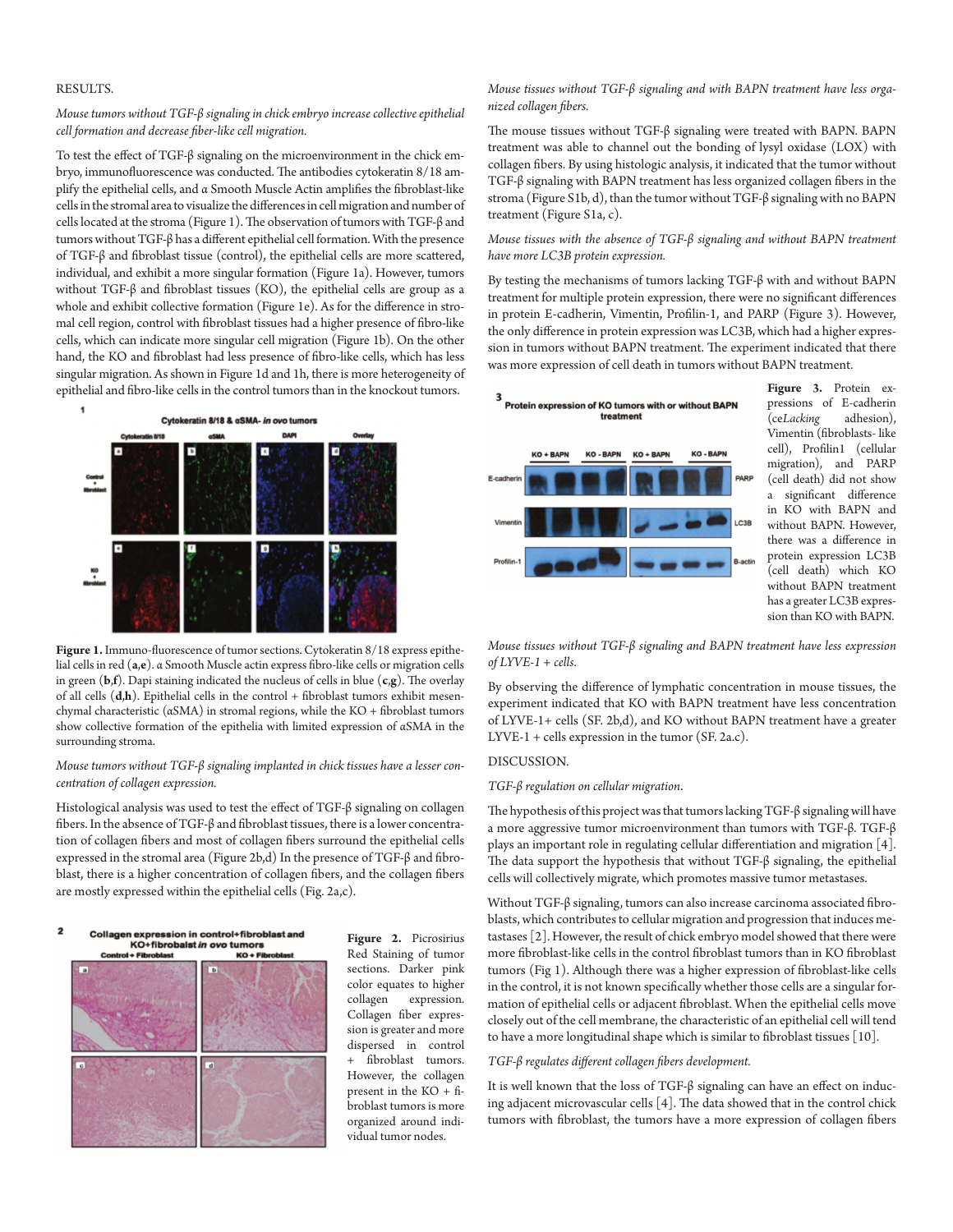## RESULTS.

*Mouse tumors without TGF-β signaling in chick embryo increase collective epithelial cell formation and decrease fiber-like cell migration.*

To test the effect of TGF-β signaling on the microenvironment in the chick embryo, immunofluorescence was conducted. The antibodies cytokeratin 8/18 amplify the epithelial cells, and α Smooth Muscle Actin amplifies the fibroblast-like cells in the stromal area to visualize the differences in cell migration and number of cells located at the stroma (Figure 1). The observation of tumors with TGF-β and tumors without TGF-β has a different epithelial cell formation. With the presence of TGF-β and fibroblast tissue (control), the epithelial cells are more scattered, individual, and exhibit a more singular formation (Figure 1a). However, tumors without TGF-β and fibroblast tissues (KO), the epithelial cells are group as a whole and exhibit collective formation (Figure 1e). As for the difference in stromal cell region, control with fibroblast tissues had a higher presence of fibro-like cells, which can indicate more singular cell migration (Figure 1b). On the other hand, the KO and fibroblast had less presence of fibro-like cells, which has less singular migration. As shown in Figure 1d and 1h, there is more heterogeneity of epithelial and fibro-like cells in the control tumors than in the knockout tumors.

**Figure 1.** Immuno-fluorescence of tumor sections. Cytokeratin 8/18 express epithelial cells in red (**a**,**e**). α Smooth Muscle actin express fibro-like cells or migration cells in green (**b**,**f**). Dapi staining indicated the nucleus of cells in blue (**c**,**g**). The overlay of all cells (**d**,**h**). Epithelial cells in the control + fibroblast tumors exhibit mesenchymal characteristic (αSMA) in stromal regions, while the KO + fibroblast tumors show collective formation of the epithelia with limited expression of αSMA in the surrounding stroma.

*Mouse tumors without TGF-β signaling implanted in chick tissues have a lesser concentration of collagen expression.*

Histological analysis was used to test the effect of TGF-β signaling on collagen fibers. In the absence of TGF-β and fibroblast tissues, there is a lower concentration of collagen fibers and most of collagen fibers surround the epithelial cells expressed in the stromal area (Figure 2b,d) In the presence of TGF-β and fibroblast, there is a higher concentration of collagen fibers, and the collagen fibers are mostly expressed within the epithelial cells (Fig. 2a,c).

**Figure 2.** Picrosirius Red Staining of tumor sections. Darker pink color equates to higher collagen expression. Collagen fiber expression is greater and more dispersed in control + fibroblast tumors. However, the collagen present in the KO + fibroblast tumors is more organized around individual tumor nodes.

*Mouse tissues without TGF-β signaling and with BAPN treatment have less organized collagen fibers.*

The mouse tissues without TGF-β signaling were treated with BAPN. BAPN treatment was able to channel out the bonding of lysyl oxidase (LOX) with collagen fibers. By using histologic analysis, it indicated that the tumor without TGF-β signaling with BAPN treatment has less organized collagen fibers in the stroma (Figure S1b, d), than the tumor without TGF-β signaling with no BAPN treatment (Figure S1a, c).

*Mouse tissues with the absence of TGF-β signaling and without BAPN treatment have more LC3B protein expression.*

By testing the mechanisms of tumors lacking TGF-β with and without BAPN treatment for multiple protein expression, there were no significant differences in protein E-cadherin, Vimentin, Profilin-1, and PARP (Figure 3). However, the only difference in protein expression was LC3B, which had a higher expression in tumors without BAPN treatment. The experiment indicated that there was more expression of cell death in tumors without BAPN treatment.

**Figure 3.** Protein expressions of E-cadherin (ce*Lacking* adhesion), Vimentin (fibroblasts- like cell), Profilin1 (cellular migration), and PARP (cell death) did not show a significant difference in KO with BAPN and without BAPN. However, there was a difference in protein expression LC3B (cell death) which KO without BAPN treatment has a greater LC3B expression than KO with BAPN.

*Mouse tissues without TGF-β signaling and BAPN treatment have less expression of LYVE-1 + cells.*

By observing the difference of lymphatic concentration in mouse tissues, the experiment indicated that KO with BAPN treatment have less concentration of LYVE-1+ cells (SF. 2b,d), and KO without BAPN treatment have a greater LYVE-1 + cells expression in the tumor (SF. 2a.c).

## DISCUSSION.

*TGF-β regulation on cellular migration.*

The hypothesis of this project was that tumors lacking TGF-β signaling will have a more aggressive tumor microenvironment than tumors with TGF-β. TGF-β plays an important role in regulating cellular differentiation and migration [4]. The data support the hypothesis that without TGF-β signaling, the epithelial cells will collectively migrate, which promotes massive tumor metastases.

Without TGF-β signaling, tumors can also increase carcinoma associated fibroblasts, which contributes to cellular migration and progression that induces metastases [2]. However, the result of chick embryo model showed that there were more fibroblast-like cells in the control fibroblast tumors than in KO fibroblast tumors (Fig 1). Although there was a higher expression of fibroblast-like cells in the control, it is not known specifically whether those cells are a singular formation of epithelial cells or adjacent fibroblast. When the epithelial cells move closely out of the cell membrane, the characteristic of an epithelial cell will tend to have a more longitudinal shape which is similar to fibroblast tissues [10].

*TGF-β regulates different collagen fibers development.*

It is well known that the loss of TGF-β signaling can have an effect on inducing adjacent microvascular cells [4]. The data showed that in the control chick tumors with fibroblast, the tumors have a more expression of collagen fibers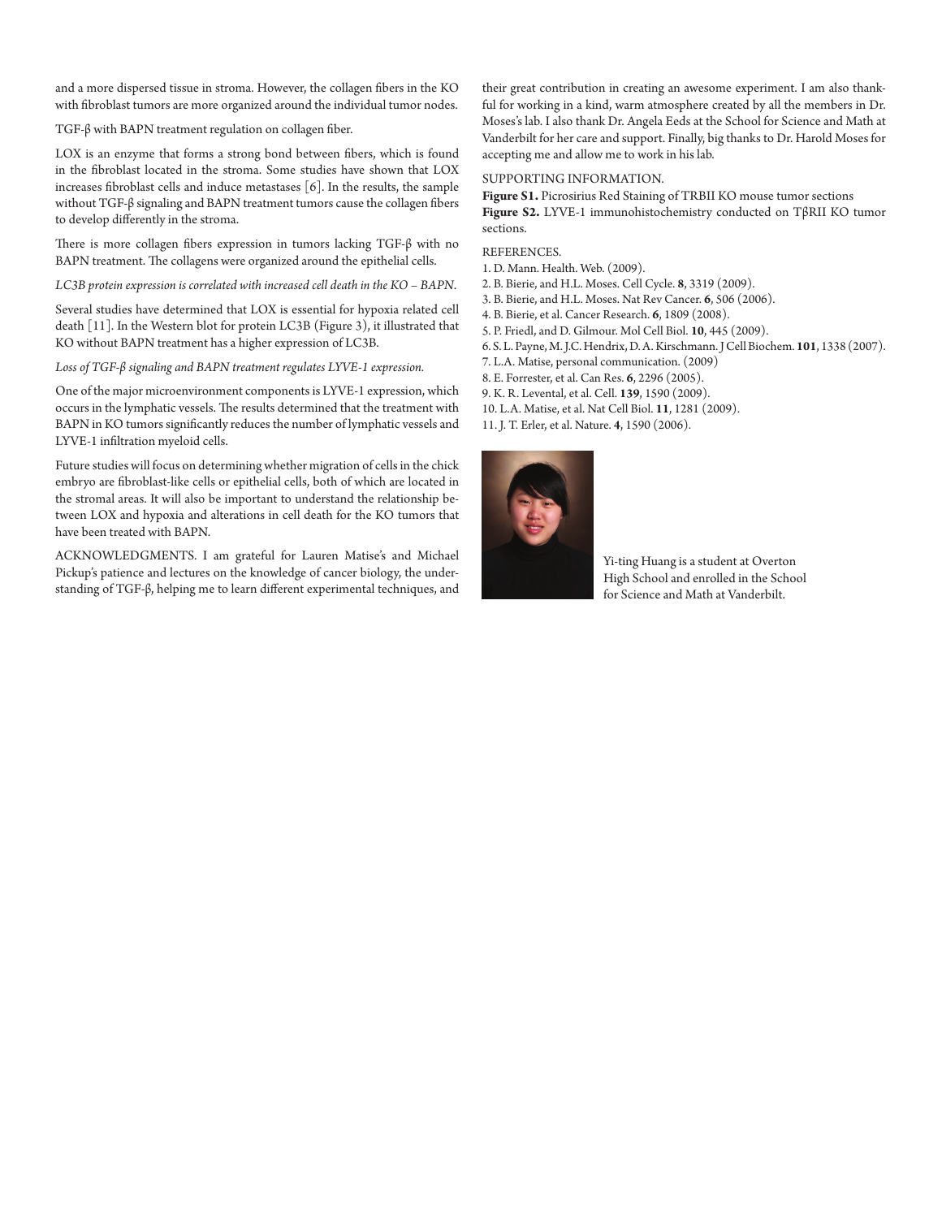and a more dispersed tissue in stroma. However, the collagen fibers in the KO with fibroblast tumors are more organized around the individual tumor nodes.

TGF-β with BAPN treatment regulation on collagen fiber.

LOX is an enzyme that forms a strong bond between fibers, which is found in the fibroblast located in the stroma. Some studies have shown that LOX increases fibroblast cells and induce metastases [6]. In the results, the sample without TGF-β signaling and BAPN treatment tumors cause the collagen fibers to develop differently in the stroma.

There is more collagen fibers expression in tumors lacking TGF-β with no BAPN treatment. The collagens were organized around the epithelial cells.

*LC3B protein expression is correlated with increased cell death in the KO – BAPN.*

Several studies have determined that LOX is essential for hypoxia related cell death [11]. In the Western blot for protein LC3B (Figure 3), it illustrated that KO without BAPN treatment has a higher expression of LC3B.

*Loss of TGF-β signaling and BAPN treatment regulates LYVE-1 expression.*

One of the major microenvironment components is LYVE-1 expression, which occurs in the lymphatic vessels. The results determined that the treatment with BAPN in KO tumors significantly reduces the number of lymphatic vessels and LYVE-1 infiltration myeloid cells.

Future studies will focus on determining whether migration of cells in the chick embryo are fibroblast-like cells or epithelial cells, both of which are located in the stromal areas. It will also be important to understand the relationship between LOX and hypoxia and alterations in cell death for the KO tumors that have been treated with BAPN.

ACKNOWLEDGMENTS. I am grateful for Lauren Matise's and Michael Pickup's patience and lectures on the knowledge of cancer biology, the understanding of TGF-β, helping me to learn different experimental techniques, and their great contribution in creating an awesome experiment. I am also thankful for working in a kind, warm atmosphere created by all the members in Dr. Moses's lab. I also thank Dr. Angela Eeds at the School for Science and Math at Vanderbilt for her care and support. Finally, big thanks to Dr. Harold Moses for accepting me and allow me to work in his lab.

SUPPORTING INFORMATION.

**Figure S1.** Picrosirius Red Staining of TRBII KO mouse tumor sections

**Figure S2.** LYVE-1 immunohistochemistry conducted on TβRII KO tumor sections.

REFERENCES.

1. D. Mann. Health. Web. (2009).
2. B. Bierie, and H.L. Moses. Cell Cycle. **8**, 3319 (2009).
3. B. Bierie, and H.L. Moses. Nat Rev Cancer. **6**, 506 (2006).
4. B. Bierie, et al. Cancer Research. **6**, 1809 (2008).
5. P. Friedl, and D. Gilmour. Mol Cell Biol. **10**, 445 (2009).
6. S. L. Payne, M. J.C. Hendrix, D. A. Kirschmann. J Cell Biochem. **101**, 1338 (2007).
7. L.A. Matise, personal communication. (2009)
8. E. Forrester, et al. Can Res. **6**, 2296 (2005).
9. K. R. Levental, et al. Cell. **139**, 1590 (2009).
10. L.A. Matise, et al. Nat Cell Biol. **11**, 1281 (2009).
11. J. T. Erler, et al. Nature. **4**, 1590 (2006).

Yi-ting Huang is a student at Overton High School and enrolled in the School for Science and Math at Vanderbilt.